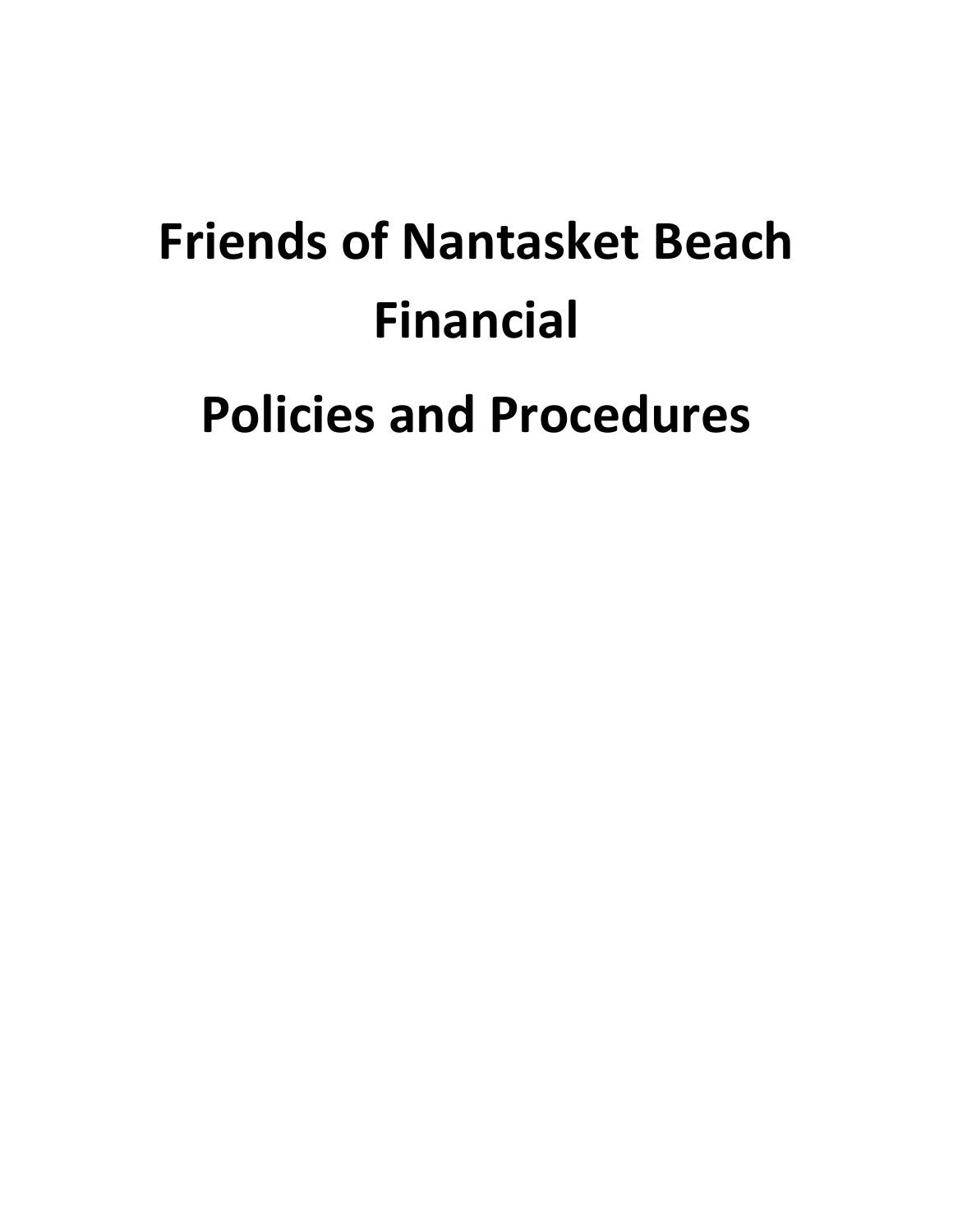# Friends of Nantasket Beach Financial

# Policies and Procedures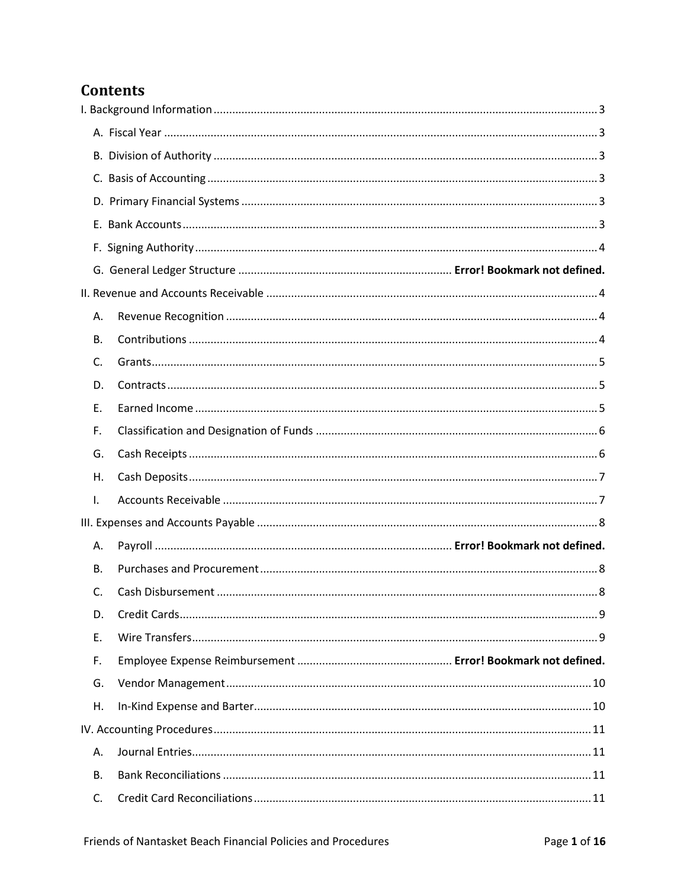# Contents

I. Background Information .......... 3

- A. Fiscal Year .......... 3
- B. Division of Authority .......... 3
- C. Basis of Accounting .......... 3
- D. Primary Financial Systems .......... 3
- E. Bank Accounts .......... 3
- F. Signing Authority .......... 4
- G. General Ledger Structure .......... **Error! Bookmark not defined.**

II. Revenue and Accounts Receivable .......... 4

- A. Revenue Recognition .......... 4
- B. Contributions .......... 4
- C. Grants .......... 5
- D. Contracts .......... 5
- E. Earned Income .......... 5
- F. Classification and Designation of Funds .......... 6
- G. Cash Receipts .......... 6
- H. Cash Deposits .......... 7
- I. Accounts Receivable .......... 7

III. Expenses and Accounts Payable .......... 8

- A. Payroll .......... **Error! Bookmark not defined.**
- B. Purchases and Procurement .......... 8
- C. Cash Disbursement .......... 8
- D. Credit Cards .......... 9
- E. Wire Transfers .......... 9
- F. Employee Expense Reimbursement .......... **Error! Bookmark not defined.**
- G. Vendor Management .......... 10
- H. In-Kind Expense and Barter .......... 10

IV. Accounting Procedures .......... 11

- A. Journal Entries .......... 11
- B. Bank Reconciliations .......... 11
- C. Credit Card Reconciliations .......... 11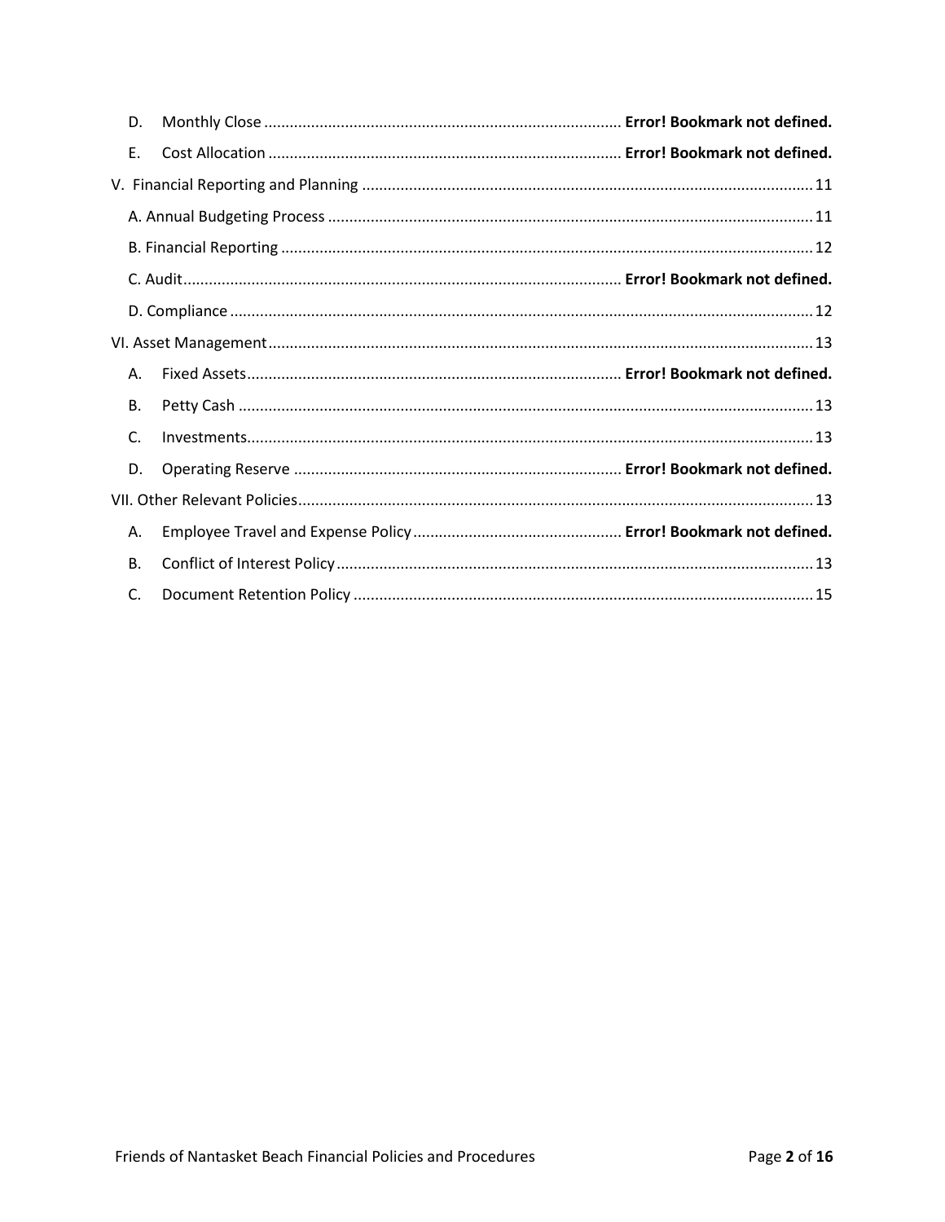D. Monthly Close .................................................................................. **Error! Bookmark not defined.**

E. Cost Allocation ................................................................................. **Error! Bookmark not defined.**

V. Financial Reporting and Planning ......................................................................................................... 11

A. Annual Budgeting Process ................................................................................................................. 11

B. Financial Reporting ............................................................................................................................ 12

C. Audit...................................................................................................... **Error! Bookmark not defined.**

D. Compliance ........................................................................................................................................ 12

VI. Asset Management.............................................................................................................................. 13

A. Fixed Assets...................................................................................... **Error! Bookmark not defined.**

B. Petty Cash ...................................................................................................................................... 13

C. Investments.................................................................................................................................... 13

D. Operating Reserve ........................................................................... **Error! Bookmark not defined.**

VII. Other Relevant Policies........................................................................................................................ 13

A. Employee Travel and Expense Policy ................................................ **Error! Bookmark not defined.**

B. Conflict of Interest Policy ............................................................................................................... 13

C. Document Retention Policy ........................................................................................................... 15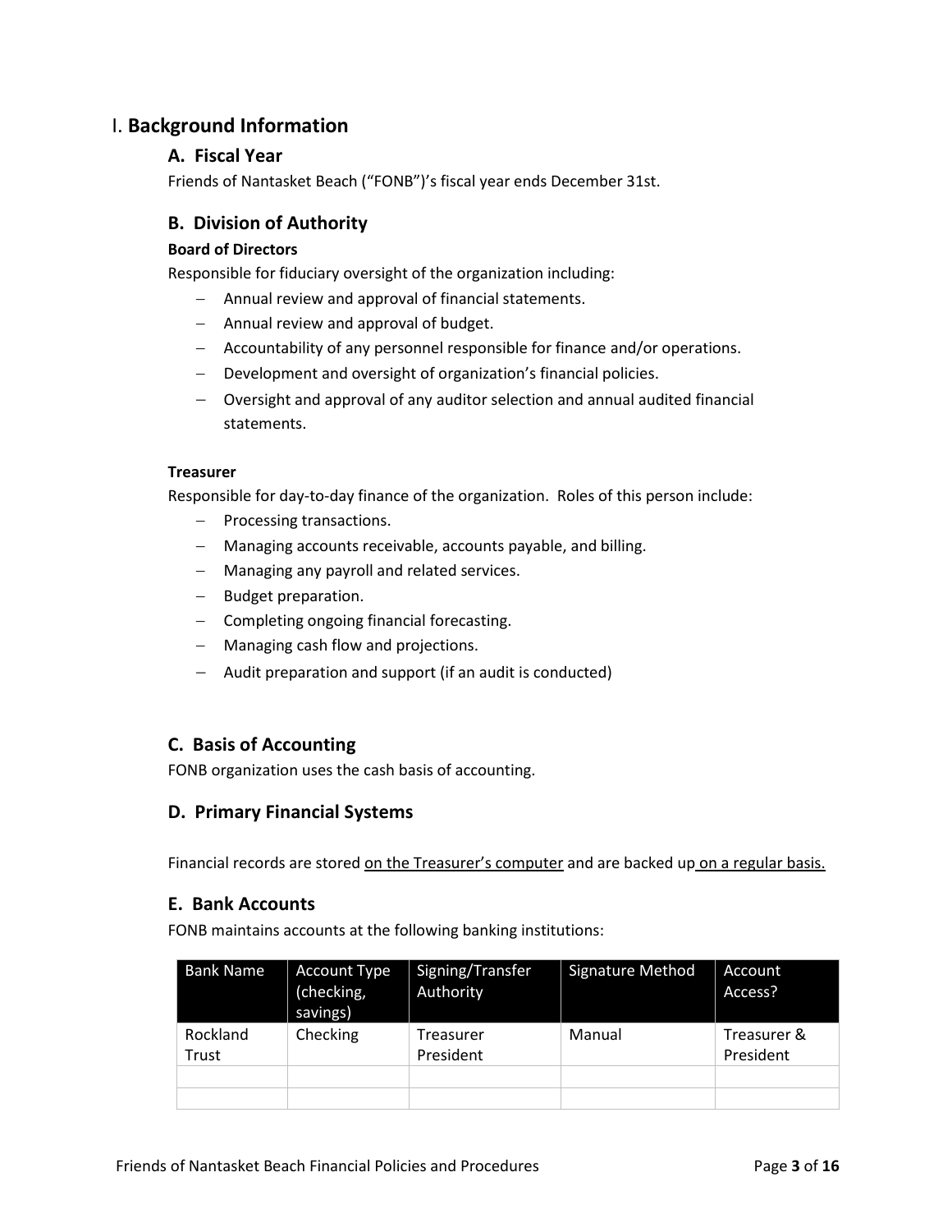# I. Background Information

## A. Fiscal Year

Friends of Nantasket Beach ("FONB")'s fiscal year ends December 31st.

## B. Division of Authority

**Board of Directors**

Responsible for fiduciary oversight of the organization including:

- Annual review and approval of financial statements.
- Annual review and approval of budget.
- Accountability of any personnel responsible for finance and/or operations.
- Development and oversight of organization's financial policies.
- Oversight and approval of any auditor selection and annual audited financial statements.

**Treasurer**

Responsible for day-to-day finance of the organization. Roles of this person include:

- Processing transactions.
- Managing accounts receivable, accounts payable, and billing.
- Managing any payroll and related services.
- Budget preparation.
- Completing ongoing financial forecasting.
- Managing cash flow and projections.
- Audit preparation and support (if an audit is conducted)

## C. Basis of Accounting

FONB organization uses the cash basis of accounting.

## D. Primary Financial Systems

Financial records are stored on the Treasurer's computer and are backed up on a regular basis.

## E. Bank Accounts

FONB maintains accounts at the following banking institutions:

| Bank Name | Account Type (checking, savings) | Signing/Transfer Authority | Signature Method | Account Access? |
|---|---|---|---|---|
| Rockland Trust | Checking | Treasurer President | Manual | Treasurer & President |
| | | | | |
| | | | | |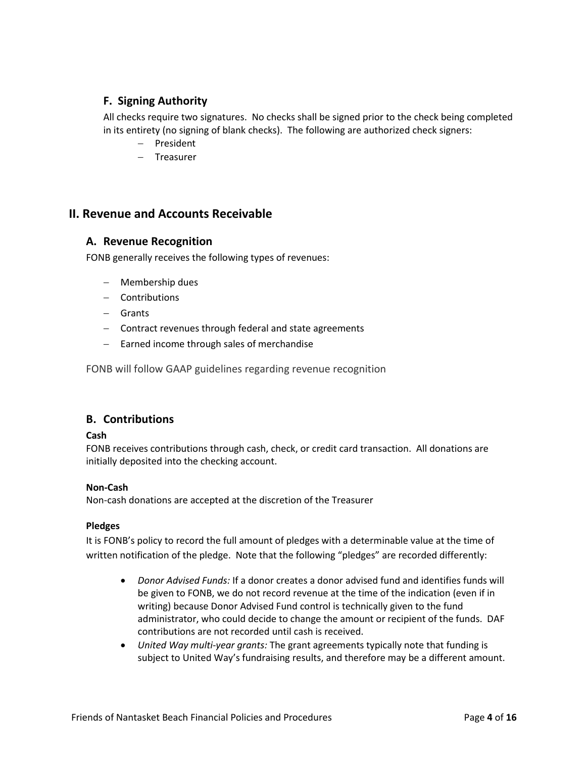### F. Signing Authority

All checks require two signatures. No checks shall be signed prior to the check being completed in its entirety (no signing of blank checks). The following are authorized check signers:

- President
- Treasurer

## II. Revenue and Accounts Receivable

### A. Revenue Recognition

FONB generally receives the following types of revenues:

- Membership dues
- Contributions
- Grants
- Contract revenues through federal and state agreements
- Earned income through sales of merchandise

FONB will follow GAAP guidelines regarding revenue recognition

### B. Contributions

**Cash**

FONB receives contributions through cash, check, or credit card transaction. All donations are initially deposited into the checking account.

**Non-Cash**

Non-cash donations are accepted at the discretion of the Treasurer

**Pledges**

It is FONB's policy to record the full amount of pledges with a determinable value at the time of written notification of the pledge. Note that the following "pledges" are recorded differently:

- *Donor Advised Funds:* If a donor creates a donor advised fund and identifies funds will be given to FONB, we do not record revenue at the time of the indication (even if in writing) because Donor Advised Fund control is technically given to the fund administrator, who could decide to change the amount or recipient of the funds. DAF contributions are not recorded until cash is received.
- *United Way multi-year grants:* The grant agreements typically note that funding is subject to United Way's fundraising results, and therefore may be a different amount.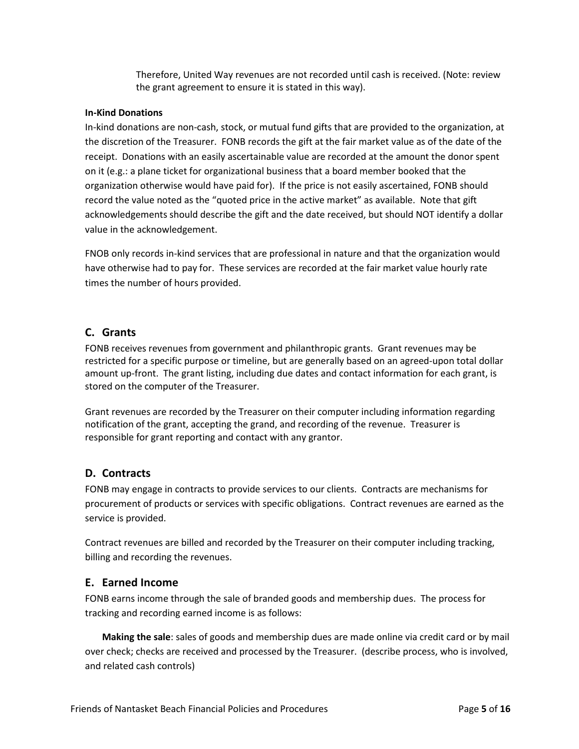Therefore, United Way revenues are not recorded until cash is received. (Note: review the grant agreement to ensure it is stated in this way).

**In-Kind Donations**

In-kind donations are non-cash, stock, or mutual fund gifts that are provided to the organization, at the discretion of the Treasurer. FONB records the gift at the fair market value as of the date of the receipt. Donations with an easily ascertainable value are recorded at the amount the donor spent on it (e.g.: a plane ticket for organizational business that a board member booked that the organization otherwise would have paid for). If the price is not easily ascertained, FONB should record the value noted as the "quoted price in the active market" as available. Note that gift acknowledgements should describe the gift and the date received, but should NOT identify a dollar value in the acknowledgement.

FNOB only records in-kind services that are professional in nature and that the organization would have otherwise had to pay for. These services are recorded at the fair market value hourly rate times the number of hours provided.

## C. Grants

FONB receives revenues from government and philanthropic grants. Grant revenues may be restricted for a specific purpose or timeline, but are generally based on an agreed-upon total dollar amount up-front. The grant listing, including due dates and contact information for each grant, is stored on the computer of the Treasurer.

Grant revenues are recorded by the Treasurer on their computer including information regarding notification of the grant, accepting the grand, and recording of the revenue. Treasurer is responsible for grant reporting and contact with any grantor.

## D. Contracts

FONB may engage in contracts to provide services to our clients. Contracts are mechanisms for procurement of products or services with specific obligations. Contract revenues are earned as the service is provided.

Contract revenues are billed and recorded by the Treasurer on their computer including tracking, billing and recording the revenues.

## E. Earned Income

FONB earns income through the sale of branded goods and membership dues. The process for tracking and recording earned income is as follows:

**Making the sale**: sales of goods and membership dues are made online via credit card or by mail over check; checks are received and processed by the Treasurer. (describe process, who is involved, and related cash controls)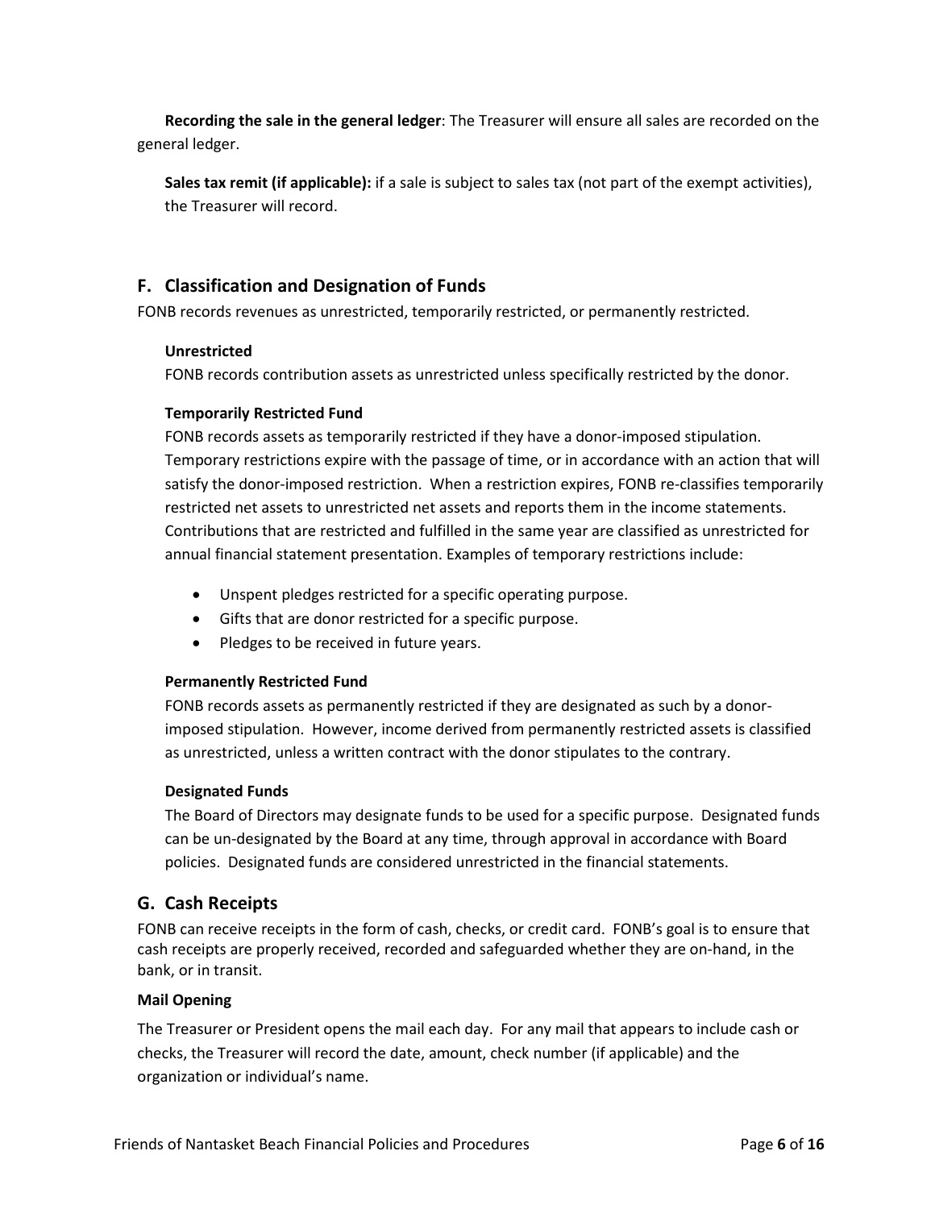**Recording the sale in the general ledger**: The Treasurer will ensure all sales are recorded on the general ledger.

**Sales tax remit (if applicable):** if a sale is subject to sales tax (not part of the exempt activities), the Treasurer will record.

## F. Classification and Designation of Funds

FONB records revenues as unrestricted, temporarily restricted, or permanently restricted.

**Unrestricted**

FONB records contribution assets as unrestricted unless specifically restricted by the donor.

**Temporarily Restricted Fund**

FONB records assets as temporarily restricted if they have a donor-imposed stipulation. Temporary restrictions expire with the passage of time, or in accordance with an action that will satisfy the donor-imposed restriction. When a restriction expires, FONB re-classifies temporarily restricted net assets to unrestricted net assets and reports them in the income statements. Contributions that are restricted and fulfilled in the same year are classified as unrestricted for annual financial statement presentation. Examples of temporary restrictions include:

- Unspent pledges restricted for a specific operating purpose.
- Gifts that are donor restricted for a specific purpose.
- Pledges to be received in future years.

**Permanently Restricted Fund**

FONB records assets as permanently restricted if they are designated as such by a donor-imposed stipulation. However, income derived from permanently restricted assets is classified as unrestricted, unless a written contract with the donor stipulates to the contrary.

**Designated Funds**

The Board of Directors may designate funds to be used for a specific purpose. Designated funds can be un-designated by the Board at any time, through approval in accordance with Board policies. Designated funds are considered unrestricted in the financial statements.

## G. Cash Receipts

FONB can receive receipts in the form of cash, checks, or credit card. FONB's goal is to ensure that cash receipts are properly received, recorded and safeguarded whether they are on-hand, in the bank, or in transit.

**Mail Opening**

The Treasurer or President opens the mail each day. For any mail that appears to include cash or checks, the Treasurer will record the date, amount, check number (if applicable) and the organization or individual's name.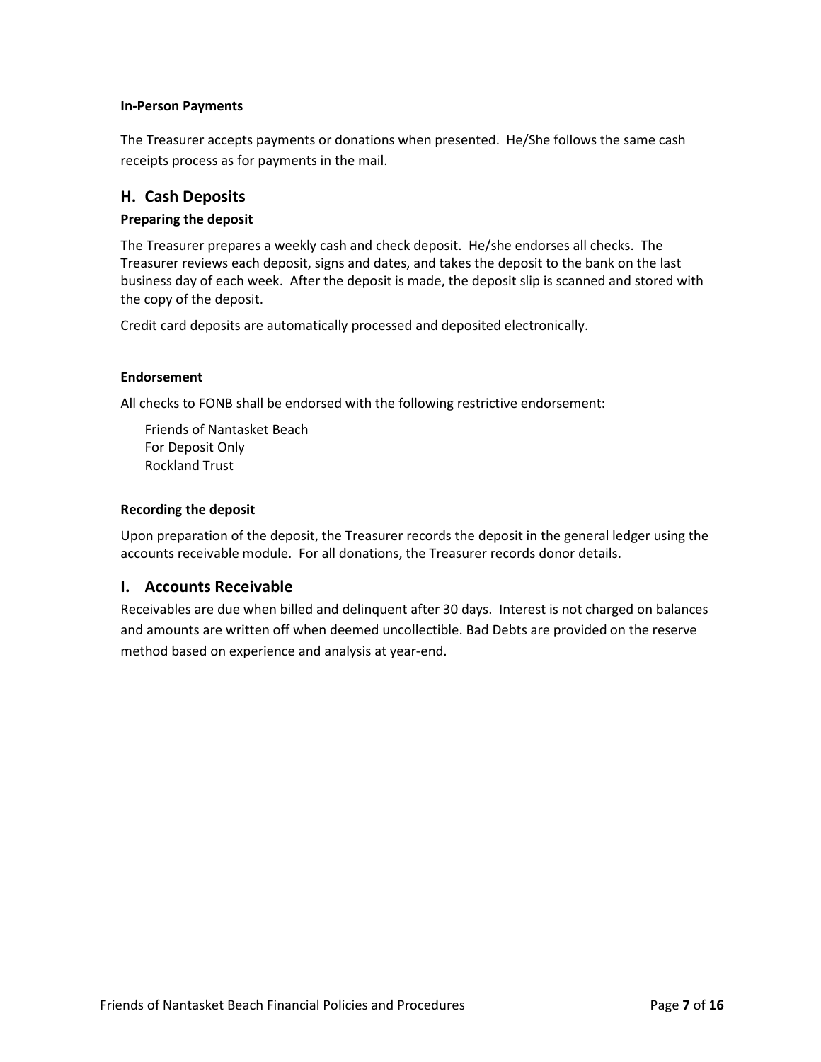#### In-Person Payments

The Treasurer accepts payments or donations when presented. He/She follows the same cash receipts process as for payments in the mail.

## H. Cash Deposits

#### Preparing the deposit

The Treasurer prepares a weekly cash and check deposit. He/she endorses all checks. The Treasurer reviews each deposit, signs and dates, and takes the deposit to the bank on the last business day of each week. After the deposit is made, the deposit slip is scanned and stored with the copy of the deposit.

Credit card deposits are automatically processed and deposited electronically.

#### Endorsement

All checks to FONB shall be endorsed with the following restrictive endorsement:

Friends of Nantasket Beach
For Deposit Only
Rockland Trust

#### Recording the deposit

Upon preparation of the deposit, the Treasurer records the deposit in the general ledger using the accounts receivable module. For all donations, the Treasurer records donor details.

## I. Accounts Receivable

Receivables are due when billed and delinquent after 30 days. Interest is not charged on balances and amounts are written off when deemed uncollectible. Bad Debts are provided on the reserve method based on experience and analysis at year-end.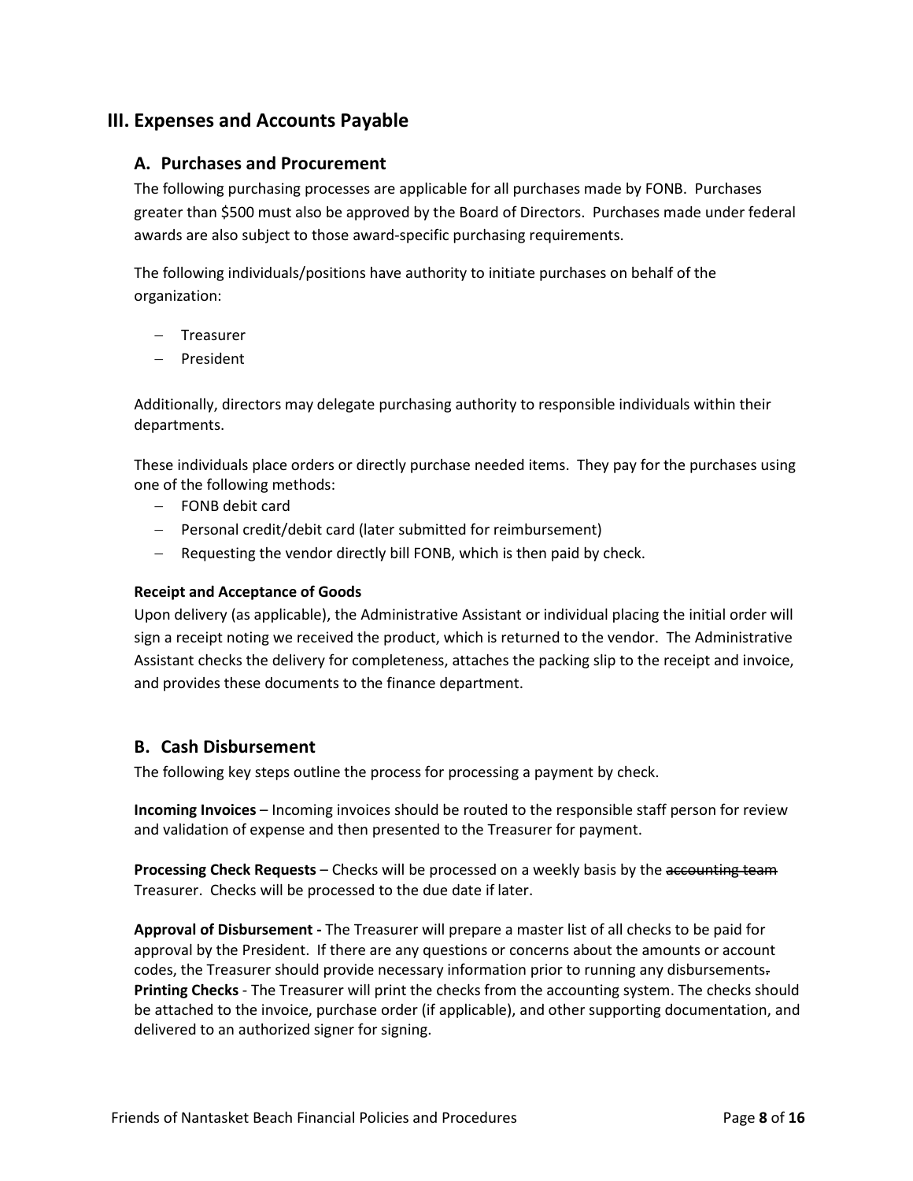## III. Expenses and Accounts Payable

### A. Purchases and Procurement

The following purchasing processes are applicable for all purchases made by FONB. Purchases greater than $500 must also be approved by the Board of Directors. Purchases made under federal awards are also subject to those award-specific purchasing requirements.

The following individuals/positions have authority to initiate purchases on behalf of the organization:

- Treasurer
- President

Additionally, directors may delegate purchasing authority to responsible individuals within their departments.

These individuals place orders or directly purchase needed items. They pay for the purchases using one of the following methods:

- FONB debit card
- Personal credit/debit card (later submitted for reimbursement)
- Requesting the vendor directly bill FONB, which is then paid by check.

**Receipt and Acceptance of Goods**

Upon delivery (as applicable), the Administrative Assistant or individual placing the initial order will sign a receipt noting we received the product, which is returned to the vendor. The Administrative Assistant checks the delivery for completeness, attaches the packing slip to the receipt and invoice, and provides these documents to the finance department.

### B. Cash Disbursement

The following key steps outline the process for processing a payment by check.

**Incoming Invoices** – Incoming invoices should be routed to the responsible staff person for review and validation of expense and then presented to the Treasurer for payment.

**Processing Check Requests** – Checks will be processed on a weekly basis by the ~~accounting team~~ Treasurer. Checks will be processed to the due date if later.

**Approval of Disbursement -** The Treasurer will prepare a master list of all checks to be paid for approval by the President. If there are any questions or concerns about the amounts or account codes, the Treasurer should provide necessary information prior to running any disbursements~~.~~

**Printing Checks** - The Treasurer will print the checks from the accounting system. The checks should be attached to the invoice, purchase order (if applicable), and other supporting documentation, and delivered to an authorized signer for signing.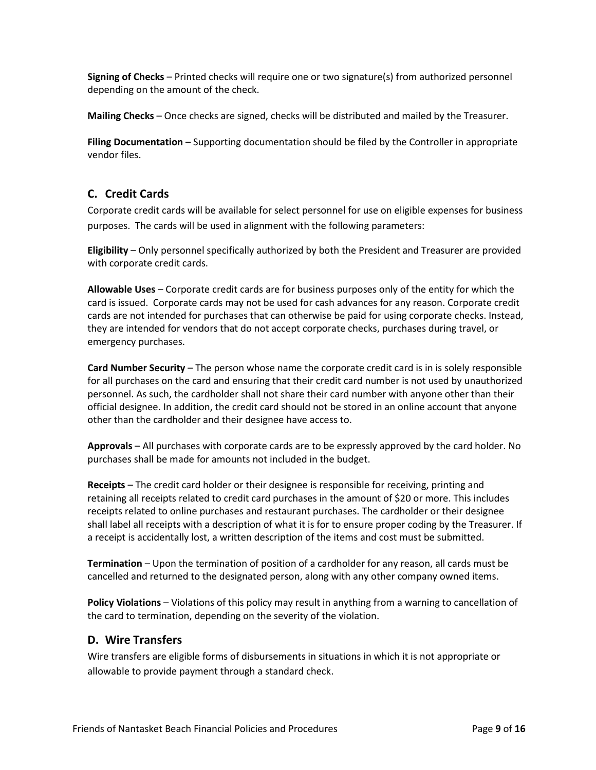**Signing of Checks** – Printed checks will require one or two signature(s) from authorized personnel depending on the amount of the check.

**Mailing Checks** – Once checks are signed, checks will be distributed and mailed by the Treasurer.

**Filing Documentation** – Supporting documentation should be filed by the Controller in appropriate vendor files.

## C. Credit Cards

Corporate credit cards will be available for select personnel for use on eligible expenses for business purposes. The cards will be used in alignment with the following parameters:

**Eligibility** – Only personnel specifically authorized by both the President and Treasurer are provided with corporate credit cards.

**Allowable Uses** – Corporate credit cards are for business purposes only of the entity for which the card is issued. Corporate cards may not be used for cash advances for any reason. Corporate credit cards are not intended for purchases that can otherwise be paid for using corporate checks. Instead, they are intended for vendors that do not accept corporate checks, purchases during travel, or emergency purchases.

**Card Number Security** – The person whose name the corporate credit card is in is solely responsible for all purchases on the card and ensuring that their credit card number is not used by unauthorized personnel. As such, the cardholder shall not share their card number with anyone other than their official designee. In addition, the credit card should not be stored in an online account that anyone other than the cardholder and their designee have access to.

**Approvals** – All purchases with corporate cards are to be expressly approved by the card holder. No purchases shall be made for amounts not included in the budget.

**Receipts** – The credit card holder or their designee is responsible for receiving, printing and retaining all receipts related to credit card purchases in the amount of $20 or more. This includes receipts related to online purchases and restaurant purchases. The cardholder or their designee shall label all receipts with a description of what it is for to ensure proper coding by the Treasurer. If a receipt is accidentally lost, a written description of the items and cost must be submitted.

**Termination** – Upon the termination of position of a cardholder for any reason, all cards must be cancelled and returned to the designated person, along with any other company owned items.

**Policy Violations** – Violations of this policy may result in anything from a warning to cancellation of the card to termination, depending on the severity of the violation.

## D. Wire Transfers

Wire transfers are eligible forms of disbursements in situations in which it is not appropriate or allowable to provide payment through a standard check.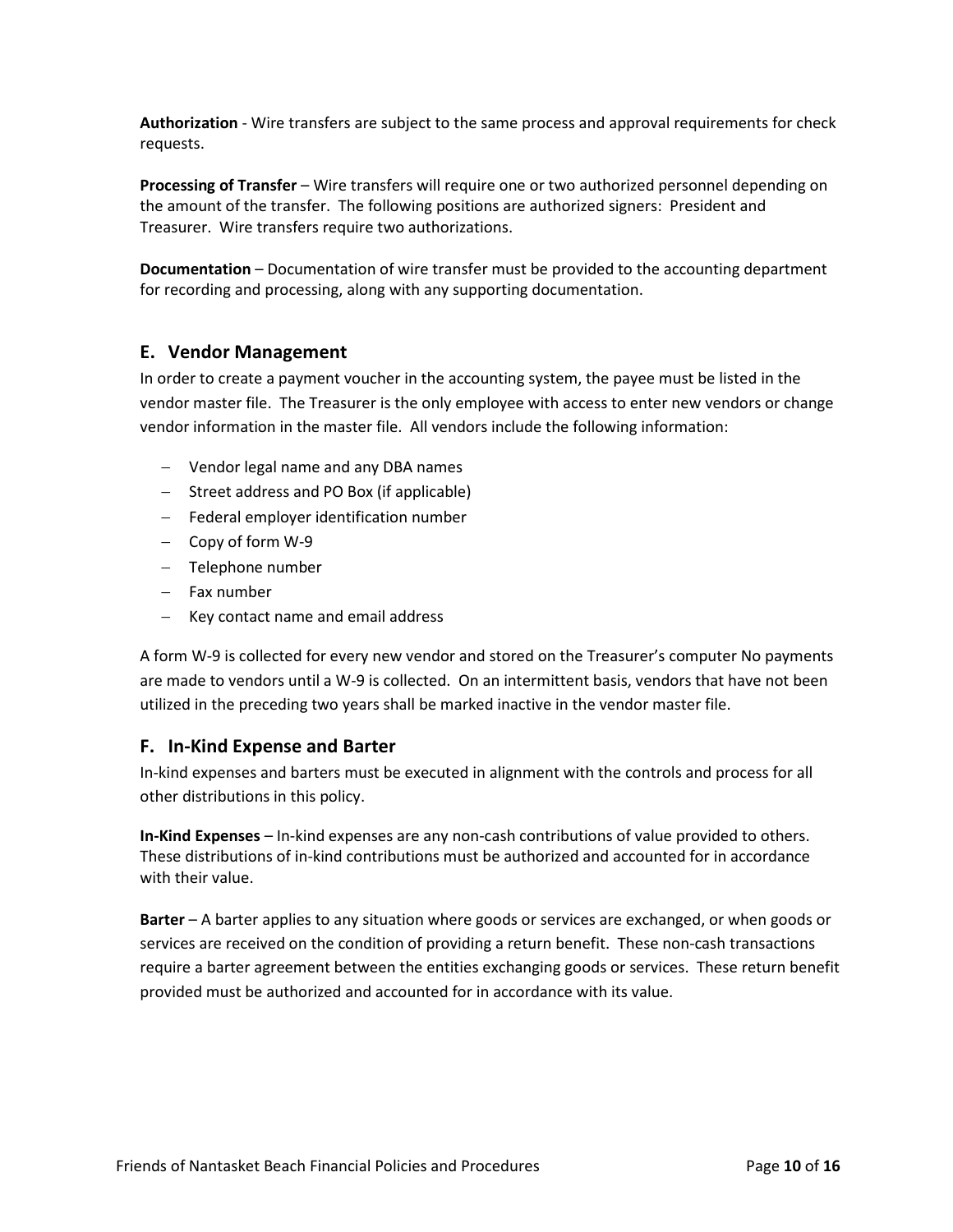**Authorization** - Wire transfers are subject to the same process and approval requirements for check requests.

**Processing of Transfer** – Wire transfers will require one or two authorized personnel depending on the amount of the transfer. The following positions are authorized signers: President and Treasurer. Wire transfers require two authorizations.

**Documentation** – Documentation of wire transfer must be provided to the accounting department for recording and processing, along with any supporting documentation.

## E. Vendor Management

In order to create a payment voucher in the accounting system, the payee must be listed in the vendor master file. The Treasurer is the only employee with access to enter new vendors or change vendor information in the master file. All vendors include the following information:

- Vendor legal name and any DBA names
- Street address and PO Box (if applicable)
- Federal employer identification number
- Copy of form W-9
- Telephone number
- Fax number
- Key contact name and email address

A form W-9 is collected for every new vendor and stored on the Treasurer's computer No payments are made to vendors until a W-9 is collected. On an intermittent basis, vendors that have not been utilized in the preceding two years shall be marked inactive in the vendor master file.

## F. In-Kind Expense and Barter

In-kind expenses and barters must be executed in alignment with the controls and process for all other distributions in this policy.

**In-Kind Expenses** – In-kind expenses are any non-cash contributions of value provided to others. These distributions of in-kind contributions must be authorized and accounted for in accordance with their value.

**Barter** – A barter applies to any situation where goods or services are exchanged, or when goods or services are received on the condition of providing a return benefit. These non-cash transactions require a barter agreement between the entities exchanging goods or services. These return benefit provided must be authorized and accounted for in accordance with its value.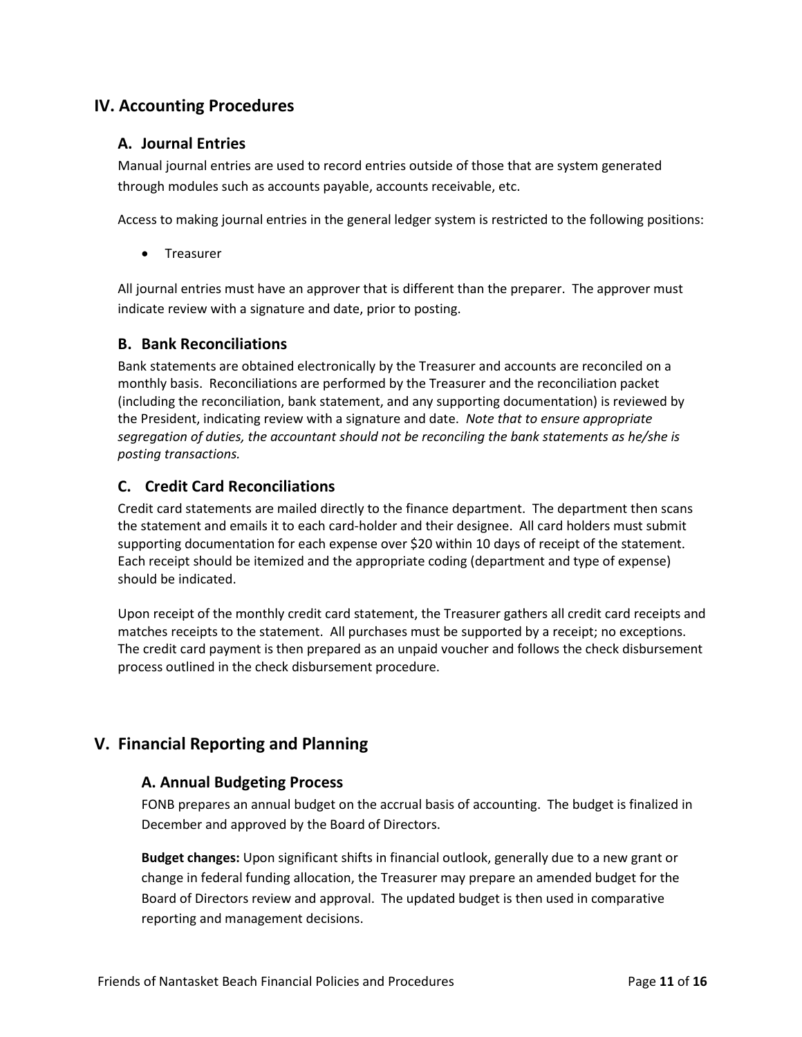## IV. Accounting Procedures

### A. Journal Entries

Manual journal entries are used to record entries outside of those that are system generated through modules such as accounts payable, accounts receivable, etc.

Access to making journal entries in the general ledger system is restricted to the following positions:

- Treasurer

All journal entries must have an approver that is different than the preparer. The approver must indicate review with a signature and date, prior to posting.

### B. Bank Reconciliations

Bank statements are obtained electronically by the Treasurer and accounts are reconciled on a monthly basis. Reconciliations are performed by the Treasurer and the reconciliation packet (including the reconciliation, bank statement, and any supporting documentation) is reviewed by the President, indicating review with a signature and date. *Note that to ensure appropriate segregation of duties, the accountant should not be reconciling the bank statements as he/she is posting transactions.*

### C. Credit Card Reconciliations

Credit card statements are mailed directly to the finance department. The department then scans the statement and emails it to each card-holder and their designee. All card holders must submit supporting documentation for each expense over $20 within 10 days of receipt of the statement. Each receipt should be itemized and the appropriate coding (department and type of expense) should be indicated.

Upon receipt of the monthly credit card statement, the Treasurer gathers all credit card receipts and matches receipts to the statement. All purchases must be supported by a receipt; no exceptions. The credit card payment is then prepared as an unpaid voucher and follows the check disbursement process outlined in the check disbursement procedure.

## V. Financial Reporting and Planning

### A. Annual Budgeting Process

FONB prepares an annual budget on the accrual basis of accounting. The budget is finalized in December and approved by the Board of Directors.

**Budget changes:** Upon significant shifts in financial outlook, generally due to a new grant or change in federal funding allocation, the Treasurer may prepare an amended budget for the Board of Directors review and approval. The updated budget is then used in comparative reporting and management decisions.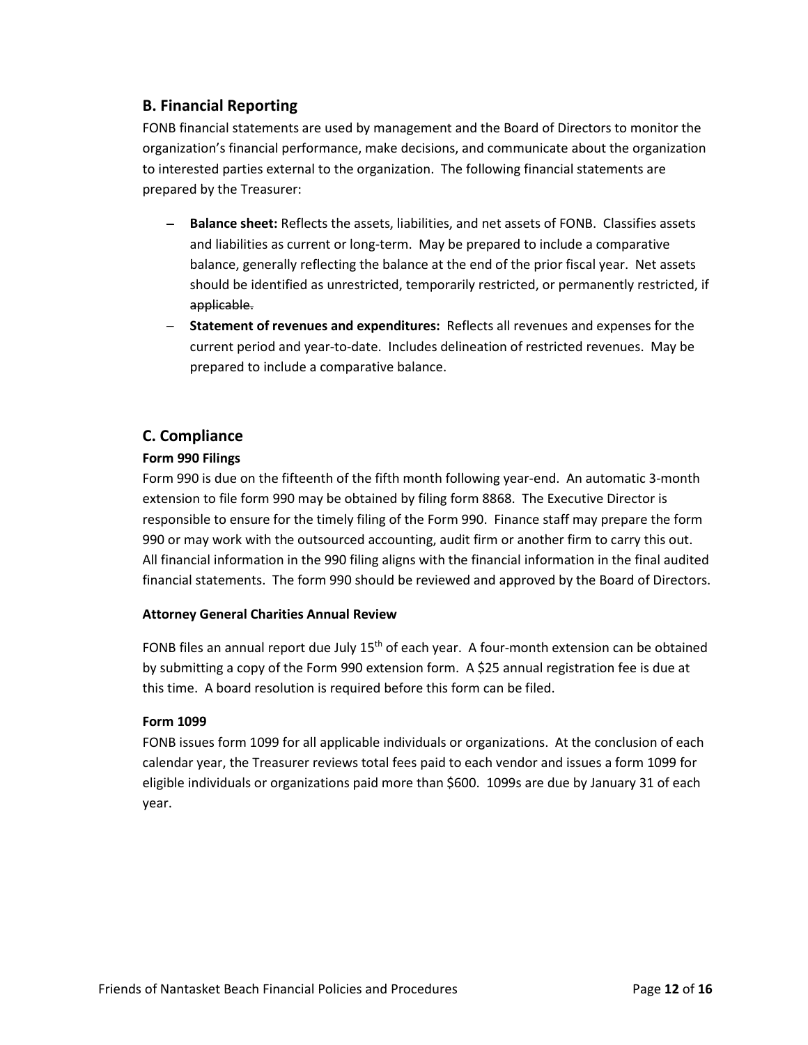## B. Financial Reporting

FONB financial statements are used by management and the Board of Directors to monitor the organization's financial performance, make decisions, and communicate about the organization to interested parties external to the organization. The following financial statements are prepared by the Treasurer:

- **Balance sheet:** Reflects the assets, liabilities, and net assets of FONB. Classifies assets and liabilities as current or long-term. May be prepared to include a comparative balance, generally reflecting the balance at the end of the prior fiscal year. Net assets should be identified as unrestricted, temporarily restricted, or permanently restricted, if ~~applicable.~~
- **Statement of revenues and expenditures:** Reflects all revenues and expenses for the current period and year-to-date. Includes delineation of restricted revenues. May be prepared to include a comparative balance.

## C. Compliance

### Form 990 Filings

Form 990 is due on the fifteenth of the fifth month following year-end. An automatic 3-month extension to file form 990 may be obtained by filing form 8868. The Executive Director is responsible to ensure for the timely filing of the Form 990. Finance staff may prepare the form 990 or may work with the outsourced accounting, audit firm or another firm to carry this out. All financial information in the 990 filing aligns with the financial information in the final audited financial statements. The form 990 should be reviewed and approved by the Board of Directors.

### Attorney General Charities Annual Review

FONB files an annual report due July 15th of each year. A four-month extension can be obtained by submitting a copy of the Form 990 extension form. A $25 annual registration fee is due at this time. A board resolution is required before this form can be filed.

### Form 1099

FONB issues form 1099 for all applicable individuals or organizations. At the conclusion of each calendar year, the Treasurer reviews total fees paid to each vendor and issues a form 1099 for eligible individuals or organizations paid more than $600. 1099s are due by January 31 of each year.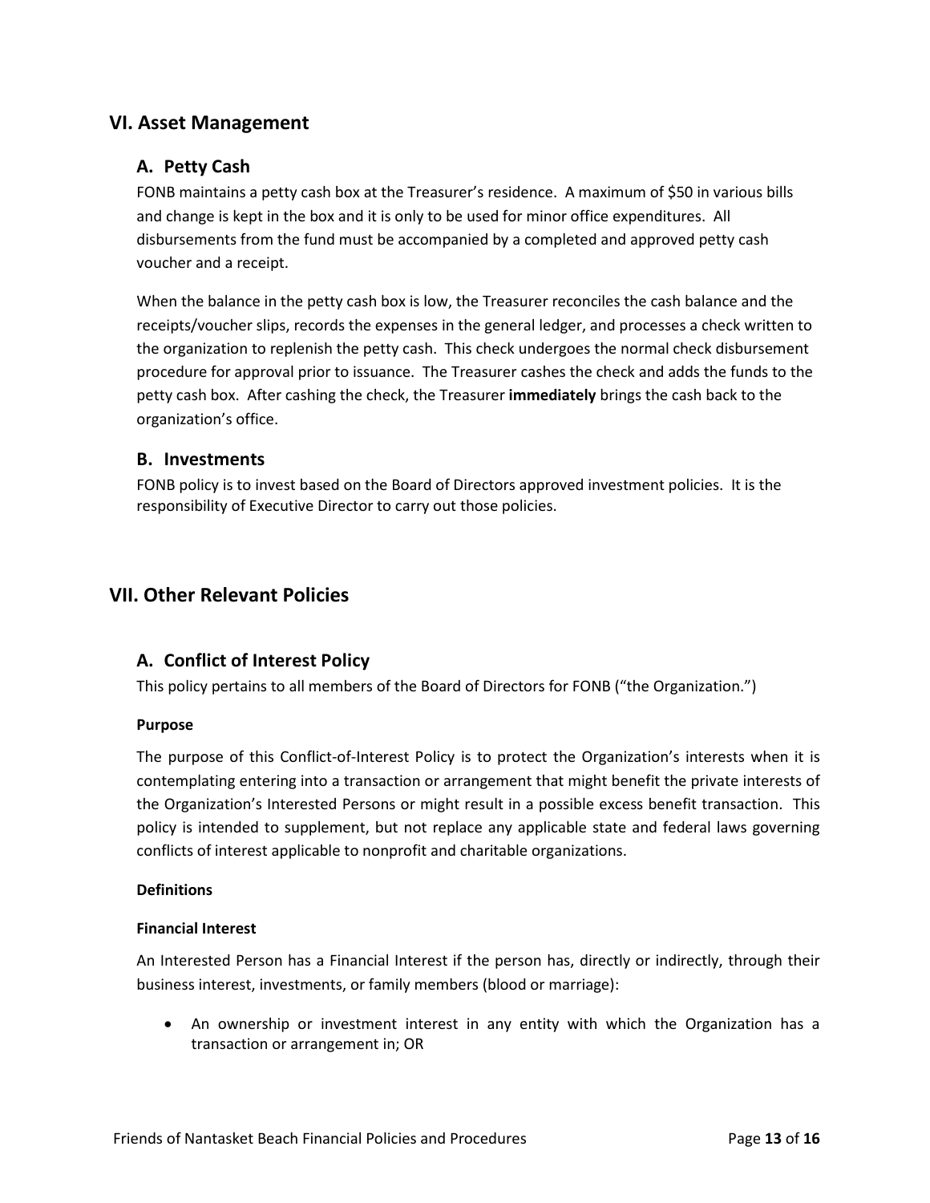## VI. Asset Management

### A. Petty Cash

FONB maintains a petty cash box at the Treasurer's residence. A maximum of $50 in various bills and change is kept in the box and it is only to be used for minor office expenditures. All disbursements from the fund must be accompanied by a completed and approved petty cash voucher and a receipt.

When the balance in the petty cash box is low, the Treasurer reconciles the cash balance and the receipts/voucher slips, records the expenses in the general ledger, and processes a check written to the organization to replenish the petty cash. This check undergoes the normal check disbursement procedure for approval prior to issuance. The Treasurer cashes the check and adds the funds to the petty cash box. After cashing the check, the Treasurer **immediately** brings the cash back to the organization's office.

### B. Investments

FONB policy is to invest based on the Board of Directors approved investment policies. It is the responsibility of Executive Director to carry out those policies.

## VII. Other Relevant Policies

### A. Conflict of Interest Policy

This policy pertains to all members of the Board of Directors for FONB ("the Organization.")

#### Purpose

The purpose of this Conflict-of-Interest Policy is to protect the Organization's interests when it is contemplating entering into a transaction or arrangement that might benefit the private interests of the Organization's Interested Persons or might result in a possible excess benefit transaction. This policy is intended to supplement, but not replace any applicable state and federal laws governing conflicts of interest applicable to nonprofit and charitable organizations.

#### Definitions

#### Financial Interest

An Interested Person has a Financial Interest if the person has, directly or indirectly, through their business interest, investments, or family members (blood or marriage):

- An ownership or investment interest in any entity with which the Organization has a transaction or arrangement in; OR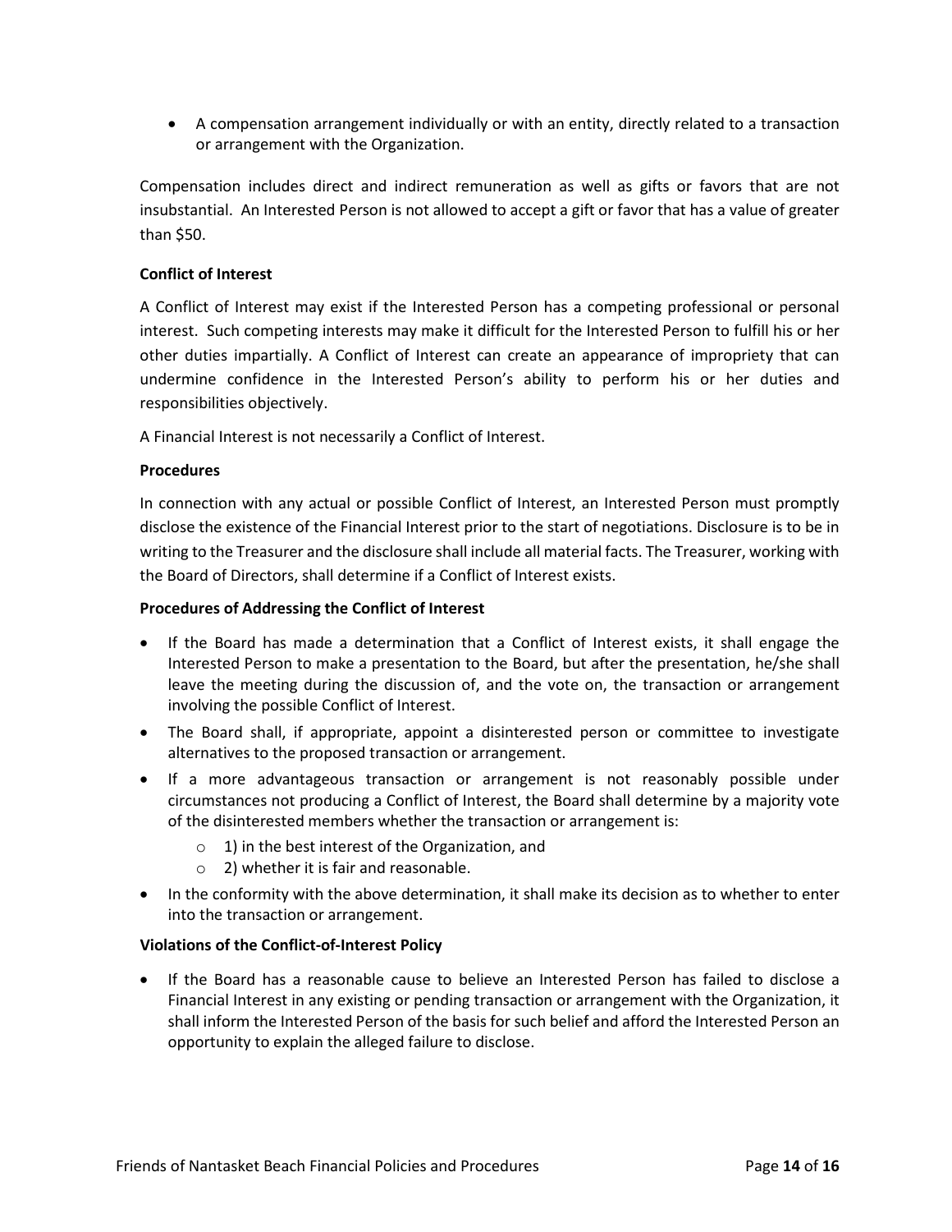- A compensation arrangement individually or with an entity, directly related to a transaction or arrangement with the Organization.

Compensation includes direct and indirect remuneration as well as gifts or favors that are not insubstantial. An Interested Person is not allowed to accept a gift or favor that has a value of greater than $50.

**Conflict of Interest**

A Conflict of Interest may exist if the Interested Person has a competing professional or personal interest. Such competing interests may make it difficult for the Interested Person to fulfill his or her other duties impartially. A Conflict of Interest can create an appearance of impropriety that can undermine confidence in the Interested Person's ability to perform his or her duties and responsibilities objectively.

A Financial Interest is not necessarily a Conflict of Interest.

**Procedures**

In connection with any actual or possible Conflict of Interest, an Interested Person must promptly disclose the existence of the Financial Interest prior to the start of negotiations. Disclosure is to be in writing to the Treasurer and the disclosure shall include all material facts. The Treasurer, working with the Board of Directors, shall determine if a Conflict of Interest exists.

**Procedures of Addressing the Conflict of Interest**

- If the Board has made a determination that a Conflict of Interest exists, it shall engage the Interested Person to make a presentation to the Board, but after the presentation, he/she shall leave the meeting during the discussion of, and the vote on, the transaction or arrangement involving the possible Conflict of Interest.
- The Board shall, if appropriate, appoint a disinterested person or committee to investigate alternatives to the proposed transaction or arrangement.
- If a more advantageous transaction or arrangement is not reasonably possible under circumstances not producing a Conflict of Interest, the Board shall determine by a majority vote of the disinterested members whether the transaction or arrangement is:
  - 1) in the best interest of the Organization, and
  - 2) whether it is fair and reasonable.
- In the conformity with the above determination, it shall make its decision as to whether to enter into the transaction or arrangement.

**Violations of the Conflict-of-Interest Policy**

- If the Board has a reasonable cause to believe an Interested Person has failed to disclose a Financial Interest in any existing or pending transaction or arrangement with the Organization, it shall inform the Interested Person of the basis for such belief and afford the Interested Person an opportunity to explain the alleged failure to disclose.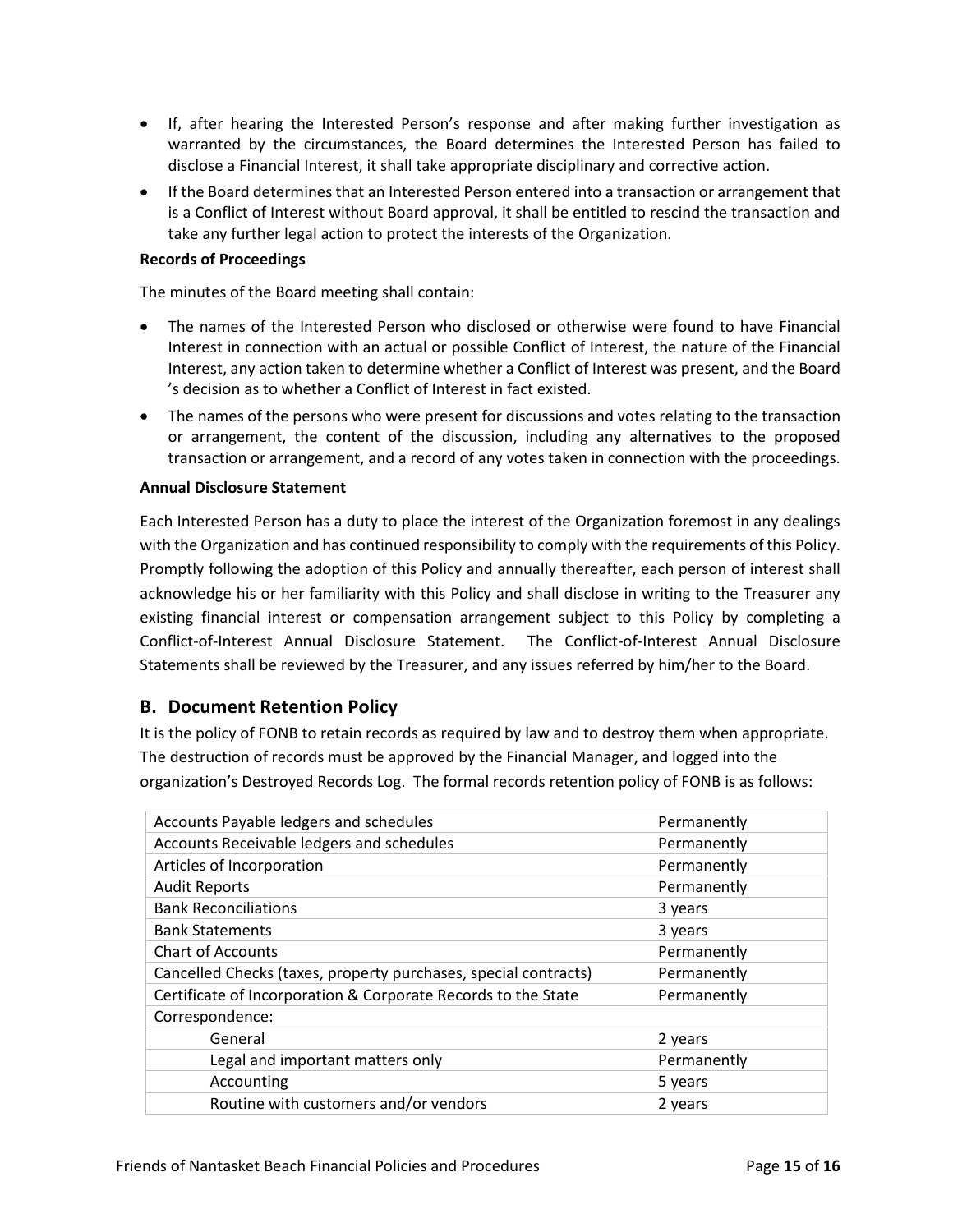- If, after hearing the Interested Person's response and after making further investigation as warranted by the circumstances, the Board determines the Interested Person has failed to disclose a Financial Interest, it shall take appropriate disciplinary and corrective action.
- If the Board determines that an Interested Person entered into a transaction or arrangement that is a Conflict of Interest without Board approval, it shall be entitled to rescind the transaction and take any further legal action to protect the interests of the Organization.

**Records of Proceedings**

The minutes of the Board meeting shall contain:

- The names of the Interested Person who disclosed or otherwise were found to have Financial Interest in connection with an actual or possible Conflict of Interest, the nature of the Financial Interest, any action taken to determine whether a Conflict of Interest was present, and the Board 's decision as to whether a Conflict of Interest in fact existed.
- The names of the persons who were present for discussions and votes relating to the transaction or arrangement, the content of the discussion, including any alternatives to the proposed transaction or arrangement, and a record of any votes taken in connection with the proceedings.

**Annual Disclosure Statement**

Each Interested Person has a duty to place the interest of the Organization foremost in any dealings with the Organization and has continued responsibility to comply with the requirements of this Policy. Promptly following the adoption of this Policy and annually thereafter, each person of interest shall acknowledge his or her familiarity with this Policy and shall disclose in writing to the Treasurer any existing financial interest or compensation arrangement subject to this Policy by completing a Conflict-of-Interest Annual Disclosure Statement. The Conflict-of-Interest Annual Disclosure Statements shall be reviewed by the Treasurer, and any issues referred by him/her to the Board.

## B. Document Retention Policy

It is the policy of FONB to retain records as required by law and to destroy them when appropriate. The destruction of records must be approved by the Financial Manager, and logged into the organization's Destroyed Records Log. The formal records retention policy of FONB is as follows:

| | |
|---|---|
| Accounts Payable ledgers and schedules | Permanently |
| Accounts Receivable ledgers and schedules | Permanently |
| Articles of Incorporation | Permanently |
| Audit Reports | Permanently |
| Bank Reconciliations | 3 years |
| Bank Statements | 3 years |
| Chart of Accounts | Permanently |
| Cancelled Checks (taxes, property purchases, special contracts) | Permanently |
| Certificate of Incorporation & Corporate Records to the State | Permanently |
| Correspondence: | |
| General | 2 years |
| Legal and important matters only | Permanently |
| Accounting | 5 years |
| Routine with customers and/or vendors | 2 years |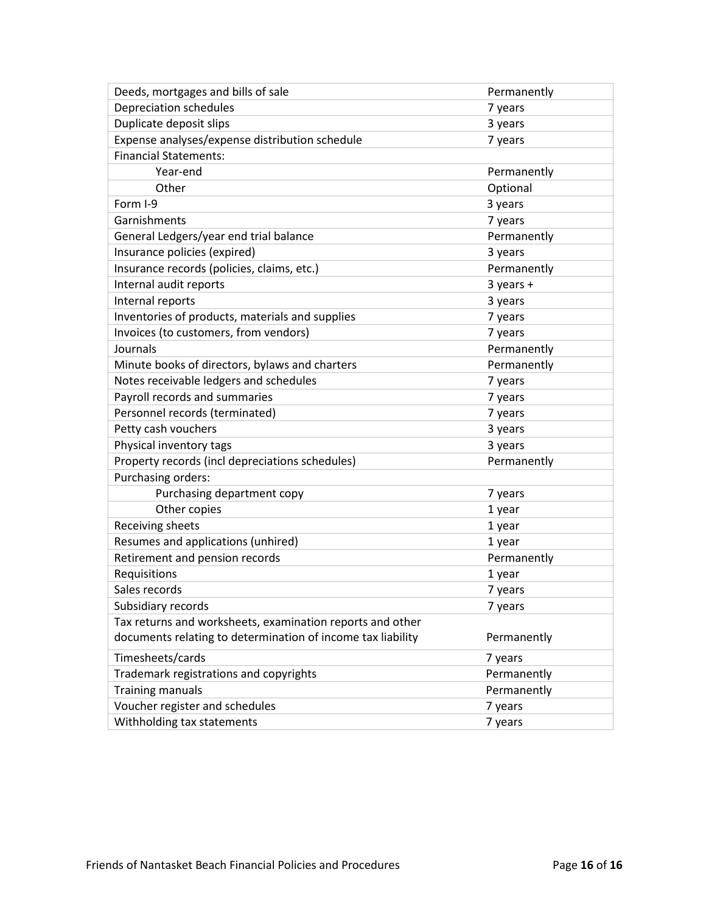| | |
|---|---|
| Deeds, mortgages and bills of sale | Permanently |
| Depreciation schedules | 7 years |
| Duplicate deposit slips | 3 years |
| Expense analyses/expense distribution schedule | 7 years |
| Financial Statements: | |
| Year-end | Permanently |
| Other | Optional |
| Form I-9 | 3 years |
| Garnishments | 7 years |
| General Ledgers/year end trial balance | Permanently |
| Insurance policies (expired) | 3 years |
| Insurance records (policies, claims, etc.) | Permanently |
| Internal audit reports | 3 years + |
| Internal reports | 3 years |
| Inventories of products, materials and supplies | 7 years |
| Invoices (to customers, from vendors) | 7 years |
| Journals | Permanently |
| Minute books of directors, bylaws and charters | Permanently |
| Notes receivable ledgers and schedules | 7 years |
| Payroll records and summaries | 7 years |
| Personnel records (terminated) | 7 years |
| Petty cash vouchers | 3 years |
| Physical inventory tags | 3 years |
| Property records (incl depreciations schedules) | Permanently |
| Purchasing orders: | |
| Purchasing department copy | 7 years |
| Other copies | 1 year |
| Receiving sheets | 1 year |
| Resumes and applications (unhired) | 1 year |
| Retirement and pension records | Permanently |
| Requisitions | 1 year |
| Sales records | 7 years |
| Subsidiary records | 7 years |
| Tax returns and worksheets, examination reports and other documents relating to determination of income tax liability | Permanently |
| Timesheets/cards | 7 years |
| Trademark registrations and copyrights | Permanently |
| Training manuals | Permanently |
| Voucher register and schedules | 7 years |
| Withholding tax statements | 7 years |